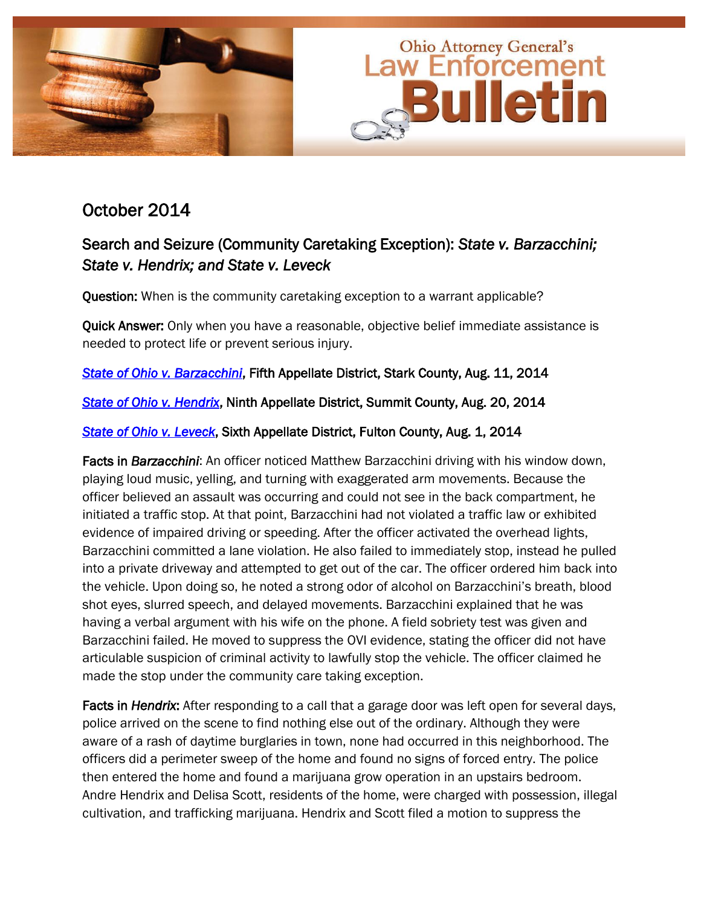# Ohio Attorney General's Law Enforcement Bulletin

## October 2014

### Search and Seizure (Community Caretaking Exception): *State v. Barzacchini; State v. Hendrix; and State v. Leveck*

**Question:** When is the community caretaking exception to a warrant applicable?

**Quick Answer:** Only when you have a reasonable, objective belief immediate assistance is needed to protect life or prevent serious injury.

***State of Ohio v. Barzacchini*, Fifth Appellate District, Stark County, Aug. 11, 2014**

***State of Ohio v. Hendrix*, Ninth Appellate District, Summit County, Aug. 20, 2014**

***State of Ohio v. Leveck*, Sixth Appellate District, Fulton County, Aug. 1, 2014**

**Facts in *Barzacchini*:** An officer noticed Matthew Barzacchini driving with his window down, playing loud music, yelling, and turning with exaggerated arm movements. Because the officer believed an assault was occurring and could not see in the back compartment, he initiated a traffic stop. At that point, Barzacchini had not violated a traffic law or exhibited evidence of impaired driving or speeding. After the officer activated the overhead lights, Barzacchini committed a lane violation. He also failed to immediately stop, instead he pulled into a private driveway and attempted to get out of the car. The officer ordered him back into the vehicle. Upon doing so, he noted a strong odor of alcohol on Barzacchini's breath, blood shot eyes, slurred speech, and delayed movements. Barzacchini explained that he was having a verbal argument with his wife on the phone. A field sobriety test was given and Barzacchini failed. He moved to suppress the OVI evidence, stating the officer did not have articulable suspicion of criminal activity to lawfully stop the vehicle. The officer claimed he made the stop under the community care taking exception.

**Facts in *Hendrix*:** After responding to a call that a garage door was left open for several days, police arrived on the scene to find nothing else out of the ordinary. Although they were aware of a rash of daytime burglaries in town, none had occurred in this neighborhood. The officers did a perimeter sweep of the home and found no signs of forced entry. The police then entered the home and found a marijuana grow operation in an upstairs bedroom. Andre Hendrix and Delisa Scott, residents of the home, were charged with possession, illegal cultivation, and trafficking marijuana. Hendrix and Scott filed a motion to suppress the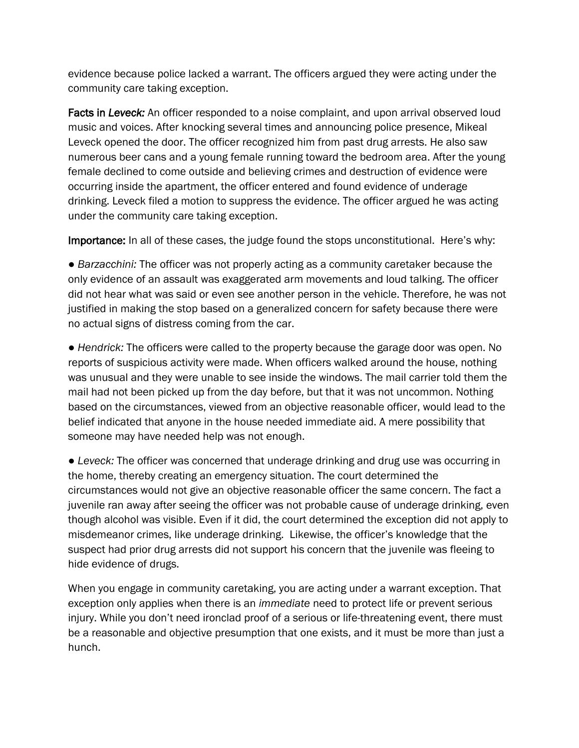evidence because police lacked a warrant. The officers argued they were acting under the community care taking exception.

**Facts in *Leveck:*** An officer responded to a noise complaint, and upon arrival observed loud music and voices. After knocking several times and announcing police presence, Mikeal Leveck opened the door. The officer recognized him from past drug arrests. He also saw numerous beer cans and a young female running toward the bedroom area. After the young female declined to come outside and believing crimes and destruction of evidence were occurring inside the apartment, the officer entered and found evidence of underage drinking. Leveck filed a motion to suppress the evidence. The officer argued he was acting under the community care taking exception.

**Importance:** In all of these cases, the judge found the stops unconstitutional. Here's why:

- *Barzacchini:* The officer was not properly acting as a community caretaker because the only evidence of an assault was exaggerated arm movements and loud talking. The officer did not hear what was said or even see another person in the vehicle. Therefore, he was not justified in making the stop based on a generalized concern for safety because there were no actual signs of distress coming from the car.

- *Hendrick:* The officers were called to the property because the garage door was open. No reports of suspicious activity were made. When officers walked around the house, nothing was unusual and they were unable to see inside the windows. The mail carrier told them the mail had not been picked up from the day before, but that it was not uncommon. Nothing based on the circumstances, viewed from an objective reasonable officer, would lead to the belief indicated that anyone in the house needed immediate aid. A mere possibility that someone may have needed help was not enough.

- *Leveck:* The officer was concerned that underage drinking and drug use was occurring in the home, thereby creating an emergency situation. The court determined the circumstances would not give an objective reasonable officer the same concern. The fact a juvenile ran away after seeing the officer was not probable cause of underage drinking, even though alcohol was visible. Even if it did, the court determined the exception did not apply to misdemeanor crimes, like underage drinking. Likewise, the officer's knowledge that the suspect had prior drug arrests did not support his concern that the juvenile was fleeing to hide evidence of drugs.

When you engage in community caretaking, you are acting under a warrant exception. That exception only applies when there is an *immediate* need to protect life or prevent serious injury. While you don't need ironclad proof of a serious or life-threatening event, there must be a reasonable and objective presumption that one exists, and it must be more than just a hunch.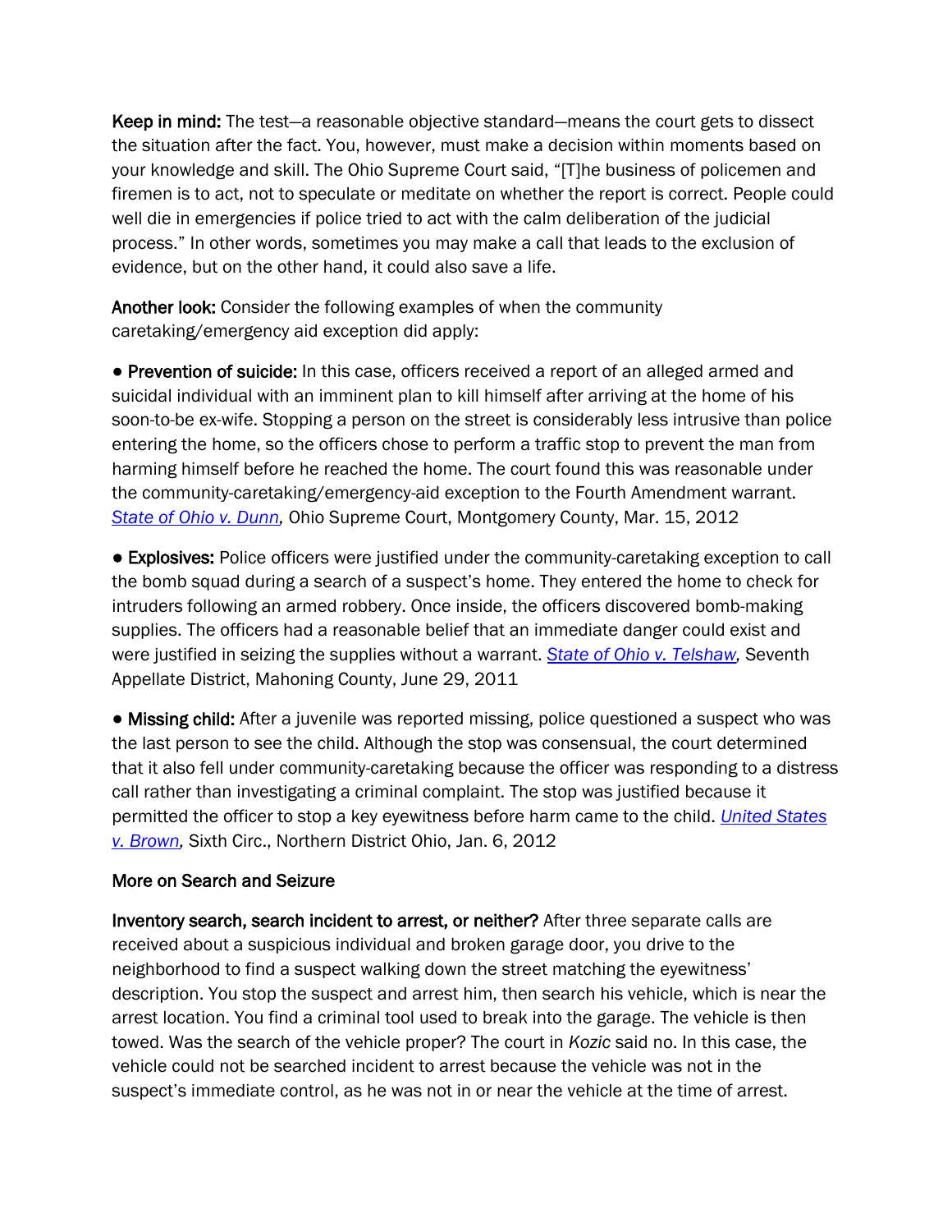**Keep in mind:** The test—a reasonable objective standard—means the court gets to dissect the situation after the fact. You, however, must make a decision within moments based on your knowledge and skill. The Ohio Supreme Court said, "[T]he business of policemen and firemen is to act, not to speculate or meditate on whether the report is correct. People could well die in emergencies if police tried to act with the calm deliberation of the judicial process." In other words, sometimes you may make a call that leads to the exclusion of evidence, but on the other hand, it could also save a life.

**Another look:** Consider the following examples of when the community caretaking/emergency aid exception did apply:

- **Prevention of suicide:** In this case, officers received a report of an alleged armed and suicidal individual with an imminent plan to kill himself after arriving at the home of his soon-to-be ex-wife. Stopping a person on the street is considerably less intrusive than police entering the home, so the officers chose to perform a traffic stop to prevent the man from harming himself before he reached the home. The court found this was reasonable under the community-caretaking/emergency-aid exception to the Fourth Amendment warrant. *State of Ohio v. Dunn,* Ohio Supreme Court, Montgomery County, Mar. 15, 2012

- **Explosives:** Police officers were justified under the community-caretaking exception to call the bomb squad during a search of a suspect's home. They entered the home to check for intruders following an armed robbery. Once inside, the officers discovered bomb-making supplies. The officers had a reasonable belief that an immediate danger could exist and were justified in seizing the supplies without a warrant. *State of Ohio v. Telshaw,* Seventh Appellate District, Mahoning County, June 29, 2011

- **Missing child:** After a juvenile was reported missing, police questioned a suspect who was the last person to see the child. Although the stop was consensual, the court determined that it also fell under community-caretaking because the officer was responding to a distress call rather than investigating a criminal complaint. The stop was justified because it permitted the officer to stop a key eyewitness before harm came to the child. *United States v. Brown,* Sixth Circ., Northern District Ohio, Jan. 6, 2012

## More on Search and Seizure

**Inventory search, search incident to arrest, or neither?** After three separate calls are received about a suspicious individual and broken garage door, you drive to the neighborhood to find a suspect walking down the street matching the eyewitness' description. You stop the suspect and arrest him, then search his vehicle, which is near the arrest location. You find a criminal tool used to break into the garage. The vehicle is then towed. Was the search of the vehicle proper? The court in *Kozic* said no. In this case, the vehicle could not be searched incident to arrest because the vehicle was not in the suspect's immediate control, as he was not in or near the vehicle at the time of arrest.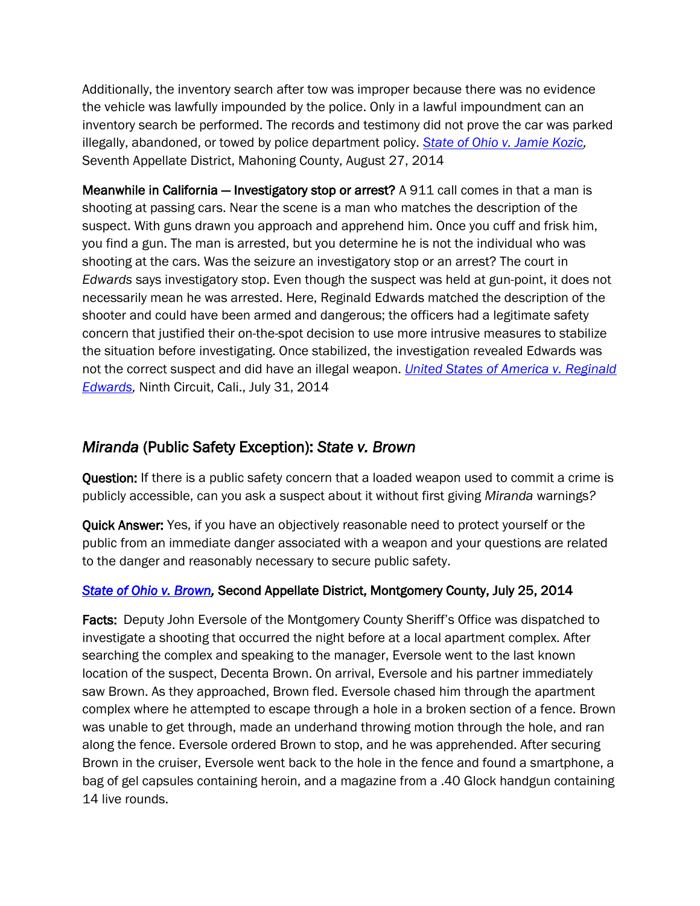Additionally, the inventory search after tow was improper because there was no evidence the vehicle was lawfully impounded by the police. Only in a lawful impoundment can an inventory search be performed. The records and testimony did not prove the car was parked illegally, abandoned, or towed by police department policy. [*State of Ohio v. Jamie Kozic*](), Seventh Appellate District, Mahoning County, August 27, 2014

**Meanwhile in California — Investigatory stop or arrest?** A 911 call comes in that a man is shooting at passing cars. Near the scene is a man who matches the description of the suspect. With guns drawn you approach and apprehend him. Once you cuff and frisk him, you find a gun. The man is arrested, but you determine he is not the individual who was shooting at the cars. Was the seizure an investigatory stop or an arrest? The court in *Edwards* says investigatory stop. Even though the suspect was held at gun-point, it does not necessarily mean he was arrested. Here, Reginald Edwards matched the description of the shooter and could have been armed and dangerous; the officers had a legitimate safety concern that justified their on-the-spot decision to use more intrusive measures to stabilize the situation before investigating. Once stabilized, the investigation revealed Edwards was not the correct suspect and did have an illegal weapon. [*United States of America v. Reginald Edwards*](), Ninth Circuit, Cali., July 31, 2014

## *Miranda* (Public Safety Exception): *State v. Brown*

**Question:** If there is a public safety concern that a loaded weapon used to commit a crime is publicly accessible, can you ask a suspect about it without first giving *Miranda* warnings?

**Quick Answer:** Yes, if you have an objectively reasonable need to protect yourself or the public from an immediate danger associated with a weapon and your questions are related to the danger and reasonably necessary to secure public safety.

**[*State of Ohio v. Brown*](), Second Appellate District, Montgomery County, July 25, 2014**

**Facts:** Deputy John Eversole of the Montgomery County Sheriff's Office was dispatched to investigate a shooting that occurred the night before at a local apartment complex. After searching the complex and speaking to the manager, Eversole went to the last known location of the suspect, Decenta Brown. On arrival, Eversole and his partner immediately saw Brown. As they approached, Brown fled. Eversole chased him through the apartment complex where he attempted to escape through a hole in a broken section of a fence. Brown was unable to get through, made an underhand throwing motion through the hole, and ran along the fence. Eversole ordered Brown to stop, and he was apprehended. After securing Brown in the cruiser, Eversole went back to the hole in the fence and found a smartphone, a bag of gel capsules containing heroin, and a magazine from a .40 Glock handgun containing 14 live rounds.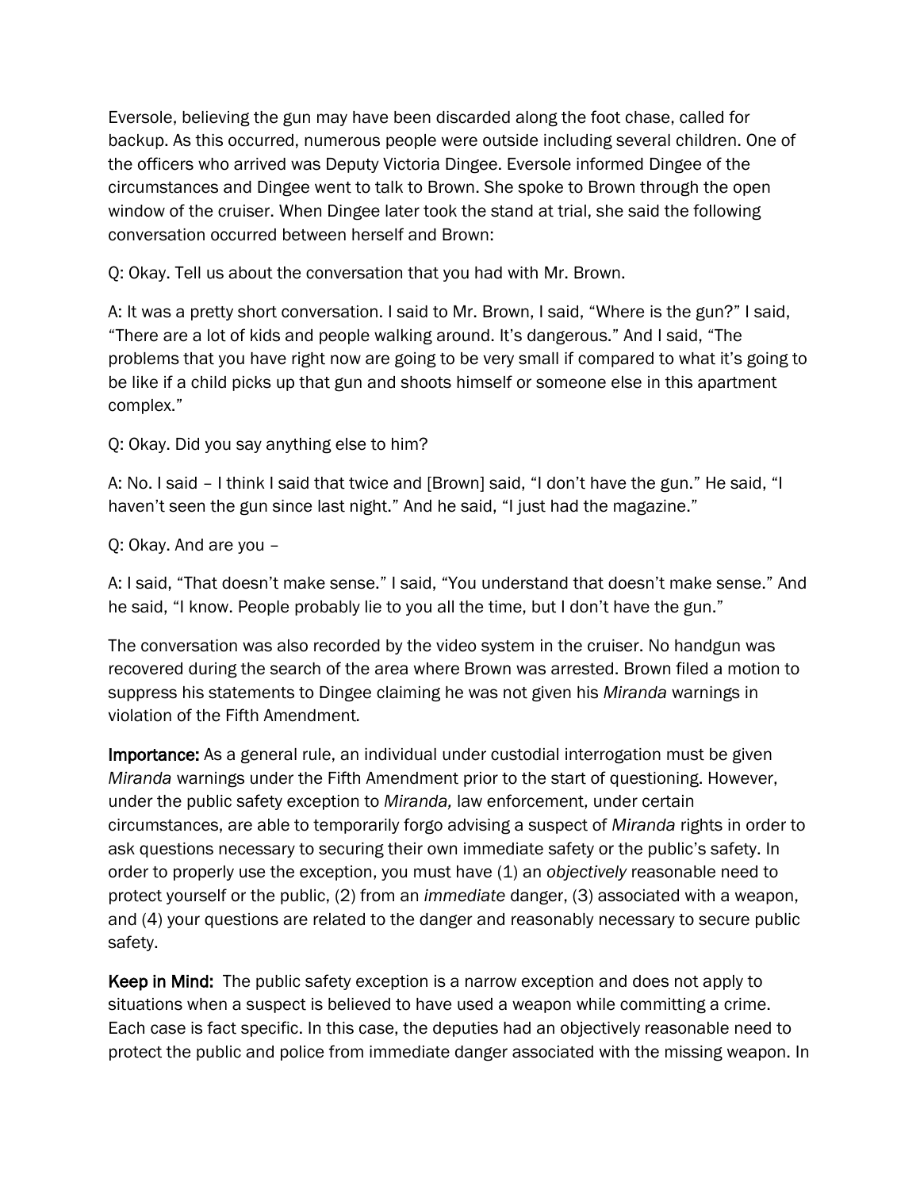Eversole, believing the gun may have been discarded along the foot chase, called for backup. As this occurred, numerous people were outside including several children. One of the officers who arrived was Deputy Victoria Dingee. Eversole informed Dingee of the circumstances and Dingee went to talk to Brown. She spoke to Brown through the open window of the cruiser. When Dingee later took the stand at trial, she said the following conversation occurred between herself and Brown:

Q: Okay. Tell us about the conversation that you had with Mr. Brown.

A: It was a pretty short conversation. I said to Mr. Brown, I said, "Where is the gun?" I said, "There are a lot of kids and people walking around. It's dangerous." And I said, "The problems that you have right now are going to be very small if compared to what it's going to be like if a child picks up that gun and shoots himself or someone else in this apartment complex."

Q: Okay. Did you say anything else to him?

A: No. I said – I think I said that twice and [Brown] said, "I don't have the gun." He said, "I haven't seen the gun since last night." And he said, "I just had the magazine."

Q: Okay. And are you –

A: I said, "That doesn't make sense." I said, "You understand that doesn't make sense." And he said, "I know. People probably lie to you all the time, but I don't have the gun."

The conversation was also recorded by the video system in the cruiser. No handgun was recovered during the search of the area where Brown was arrested. Brown filed a motion to suppress his statements to Dingee claiming he was not given his *Miranda* warnings in violation of the Fifth Amendment*.*

**Importance:** As a general rule, an individual under custodial interrogation must be given *Miranda* warnings under the Fifth Amendment prior to the start of questioning. However, under the public safety exception to *Miranda,* law enforcement, under certain circumstances, are able to temporarily forgo advising a suspect of *Miranda* rights in order to ask questions necessary to securing their own immediate safety or the public's safety. In order to properly use the exception, you must have (1) an *objectively* reasonable need to protect yourself or the public, (2) from an *immediate* danger, (3) associated with a weapon, and (4) your questions are related to the danger and reasonably necessary to secure public safety.

**Keep in Mind:** The public safety exception is a narrow exception and does not apply to situations when a suspect is believed to have used a weapon while committing a crime. Each case is fact specific. In this case, the deputies had an objectively reasonable need to protect the public and police from immediate danger associated with the missing weapon. In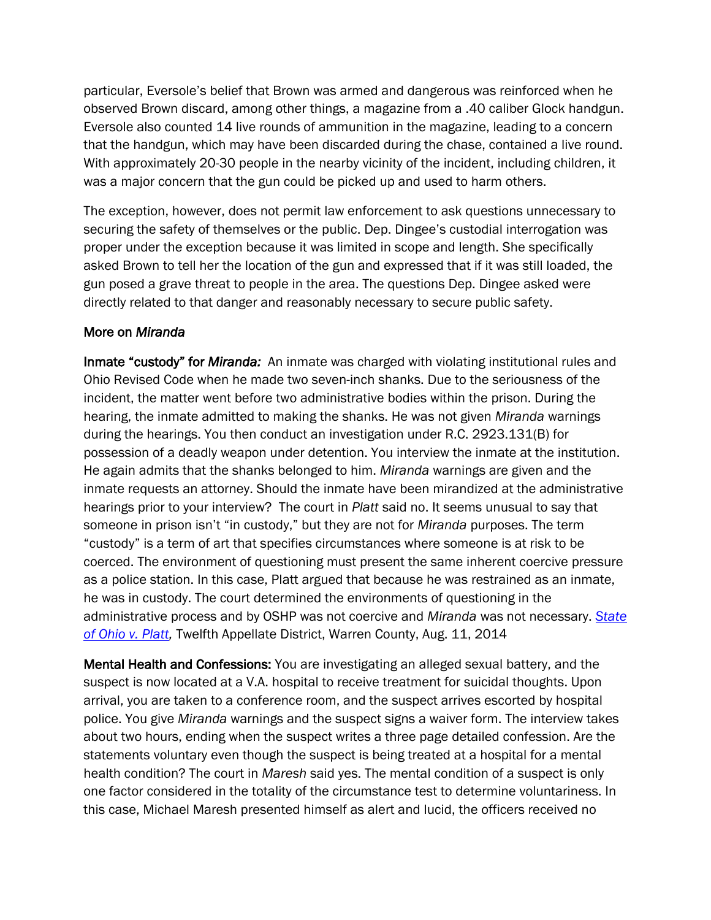particular, Eversole's belief that Brown was armed and dangerous was reinforced when he observed Brown discard, among other things, a magazine from a .40 caliber Glock handgun. Eversole also counted 14 live rounds of ammunition in the magazine, leading to a concern that the handgun, which may have been discarded during the chase, contained a live round. With approximately 20-30 people in the nearby vicinity of the incident, including children, it was a major concern that the gun could be picked up and used to harm others.

The exception, however, does not permit law enforcement to ask questions unnecessary to securing the safety of themselves or the public. Dep. Dingee's custodial interrogation was proper under the exception because it was limited in scope and length. She specifically asked Brown to tell her the location of the gun and expressed that if it was still loaded, the gun posed a grave threat to people in the area. The questions Dep. Dingee asked were directly related to that danger and reasonably necessary to secure public safety.

### More on *Miranda*

**Inmate "custody" for *Miranda*:** An inmate was charged with violating institutional rules and Ohio Revised Code when he made two seven-inch shanks. Due to the seriousness of the incident, the matter went before two administrative bodies within the prison. During the hearing, the inmate admitted to making the shanks. He was not given *Miranda* warnings during the hearings. You then conduct an investigation under R.C. 2923.131(B) for possession of a deadly weapon under detention. You interview the inmate at the institution. He again admits that the shanks belonged to him. *Miranda* warnings are given and the inmate requests an attorney. Should the inmate have been mirandized at the administrative hearings prior to your interview? The court in *Platt* said no. It seems unusual to say that someone in prison isn't "in custody," but they are not for *Miranda* purposes. The term "custody" is a term of art that specifies circumstances where someone is at risk to be coerced. The environment of questioning must present the same inherent coercive pressure as a police station. In this case, Platt argued that because he was restrained as an inmate, he was in custody. The court determined the environments of questioning in the administrative process and by OSHP was not coercive and *Miranda* was not necessary. *State of Ohio v. Platt*, Twelfth Appellate District, Warren County, Aug. 11, 2014

**Mental Health and Confessions:** You are investigating an alleged sexual battery, and the suspect is now located at a V.A. hospital to receive treatment for suicidal thoughts. Upon arrival, you are taken to a conference room, and the suspect arrives escorted by hospital police. You give *Miranda* warnings and the suspect signs a waiver form. The interview takes about two hours, ending when the suspect writes a three page detailed confession. Are the statements voluntary even though the suspect is being treated at a hospital for a mental health condition? The court in *Maresh* said yes. The mental condition of a suspect is only one factor considered in the totality of the circumstance test to determine voluntariness. In this case, Michael Maresh presented himself as alert and lucid, the officers received no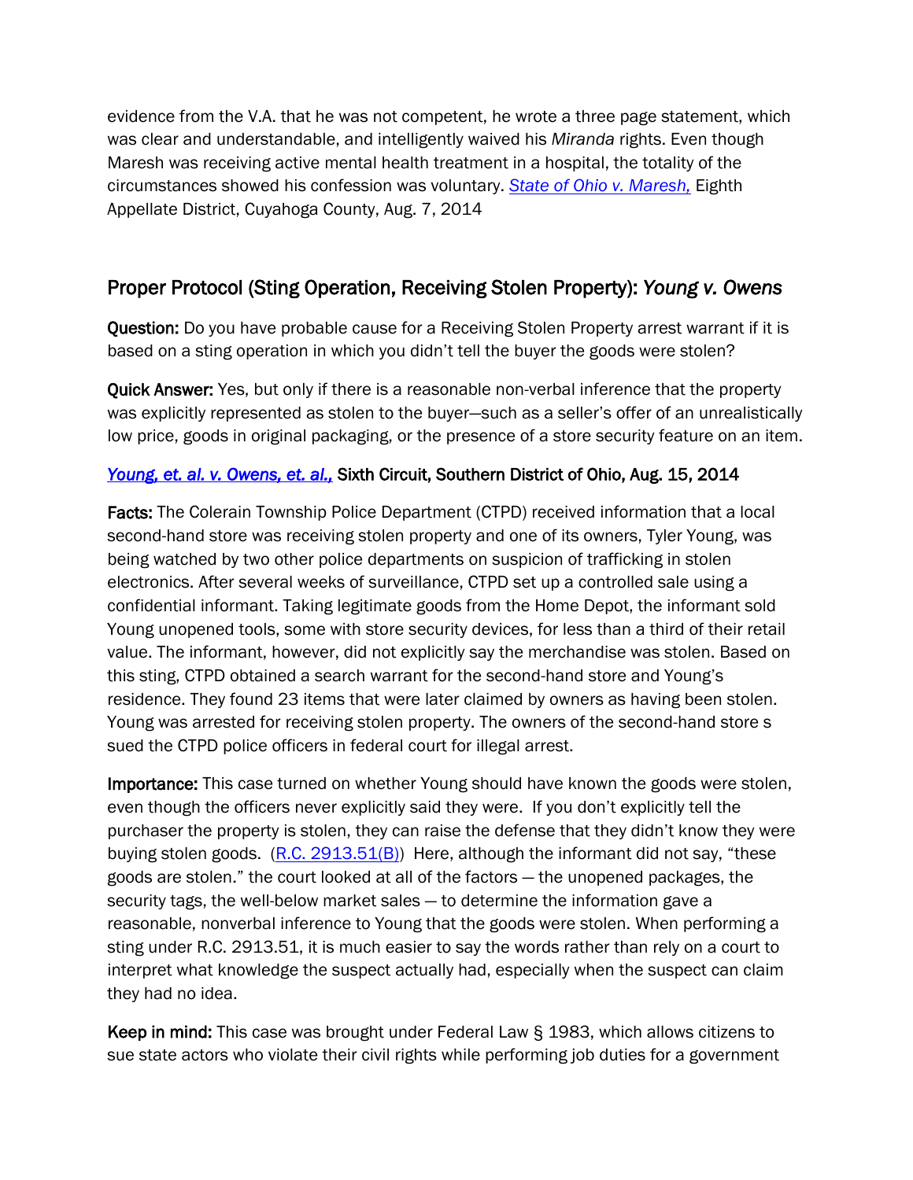evidence from the V.A. that he was not competent, he wrote a three page statement, which was clear and understandable, and intelligently waived his *Miranda* rights. Even though Maresh was receiving active mental health treatment in a hospital, the totality of the circumstances showed his confession was voluntary. [*State of Ohio v. Maresh,*]() Eighth Appellate District, Cuyahoga County, Aug. 7, 2014

## Proper Protocol (Sting Operation, Receiving Stolen Property): *Young v. Owens*

**Question:** Do you have probable cause for a Receiving Stolen Property arrest warrant if it is based on a sting operation in which you didn't tell the buyer the goods were stolen?

**Quick Answer:** Yes, but only if there is a reasonable non-verbal inference that the property was explicitly represented as stolen to the buyer—such as a seller's offer of an unrealistically low price, goods in original packaging, or the presence of a store security feature on an item.

**[*Young, et. al. v. Owens, et. al.,*]() Sixth Circuit, Southern District of Ohio, Aug. 15, 2014**

**Facts:** The Colerain Township Police Department (CTPD) received information that a local second-hand store was receiving stolen property and one of its owners, Tyler Young, was being watched by two other police departments on suspicion of trafficking in stolen electronics. After several weeks of surveillance, CTPD set up a controlled sale using a confidential informant. Taking legitimate goods from the Home Depot, the informant sold Young unopened tools, some with store security devices, for less than a third of their retail value. The informant, however, did not explicitly say the merchandise was stolen. Based on this sting, CTPD obtained a search warrant for the second-hand store and Young's residence. They found 23 items that were later claimed by owners as having been stolen. Young was arrested for receiving stolen property. The owners of the second-hand store s sued the CTPD police officers in federal court for illegal arrest.

**Importance:** This case turned on whether Young should have known the goods were stolen, even though the officers never explicitly said they were. If you don't explicitly tell the purchaser the property is stolen, they can raise the defense that they didn't know they were buying stolen goods. ([R.C. 2913.51(B)]()) Here, although the informant did not say, "these goods are stolen." the court looked at all of the factors — the unopened packages, the security tags, the well-below market sales — to determine the information gave a reasonable, nonverbal inference to Young that the goods were stolen. When performing a sting under R.C. 2913.51, it is much easier to say the words rather than rely on a court to interpret what knowledge the suspect actually had, especially when the suspect can claim they had no idea.

**Keep in mind:** This case was brought under Federal Law § 1983, which allows citizens to sue state actors who violate their civil rights while performing job duties for a government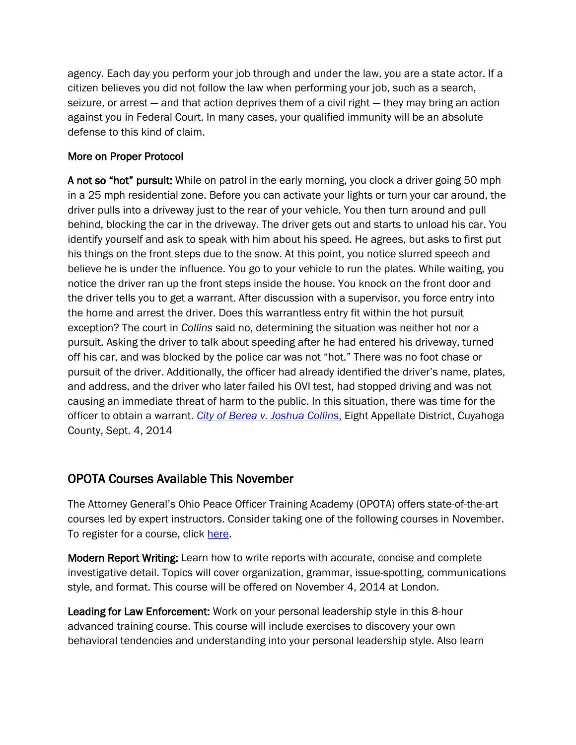agency. Each day you perform your job through and under the law, you are a state actor. If a citizen believes you did not follow the law when performing your job, such as a search, seizure, or arrest — and that action deprives them of a civil right — they may bring an action against you in Federal Court. In many cases, your qualified immunity will be an absolute defense to this kind of claim.

**More on Proper Protocol**

**A not so "hot" pursuit:** While on patrol in the early morning, you clock a driver going 50 mph in a 25 mph residential zone. Before you can activate your lights or turn your car around, the driver pulls into a driveway just to the rear of your vehicle. You then turn around and pull behind, blocking the car in the driveway. The driver gets out and starts to unload his car. You identify yourself and ask to speak with him about his speed. He agrees, but asks to first put his things on the front steps due to the snow. At this point, you notice slurred speech and believe he is under the influence. You go to your vehicle to run the plates. While waiting, you notice the driver ran up the front steps inside the house. You knock on the front door and the driver tells you to get a warrant. After discussion with a supervisor, you force entry into the home and arrest the driver. Does this warrantless entry fit within the hot pursuit exception? The court in *Collins* said no, determining the situation was neither hot nor a pursuit. Asking the driver to talk about speeding after he had entered his driveway, turned off his car, and was blocked by the police car was not "hot." There was no foot chase or pursuit of the driver. Additionally, the officer had already identified the driver's name, plates, and address, and the driver who later failed his OVI test, had stopped driving and was not causing an immediate threat of harm to the public. In this situation, there was time for the officer to obtain a warrant. *City of Berea v. Joshua Collins,* Eight Appellate District, Cuyahoga County, Sept. 4, 2014

## OPOTA Courses Available This November

The Attorney General's Ohio Peace Officer Training Academy (OPOTA) offers state-of-the-art courses led by expert instructors. Consider taking one of the following courses in November. To register for a course, click here.

**Modern Report Writing:** Learn how to write reports with accurate, concise and complete investigative detail. Topics will cover organization, grammar, issue-spotting, communications style, and format. This course will be offered on November 4, 2014 at London.

**Leading for Law Enforcement:** Work on your personal leadership style in this 8-hour advanced training course. This course will include exercises to discovery your own behavioral tendencies and understanding into your personal leadership style. Also learn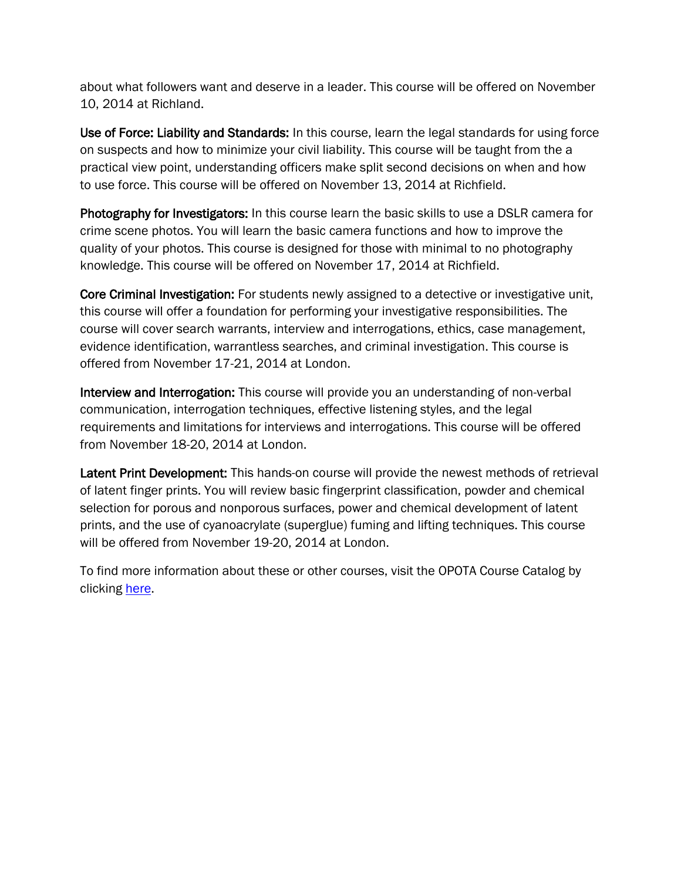about what followers want and deserve in a leader. This course will be offered on November 10, 2014 at Richland.

**Use of Force: Liability and Standards:** In this course, learn the legal standards for using force on suspects and how to minimize your civil liability. This course will be taught from the a practical view point, understanding officers make split second decisions on when and how to use force. This course will be offered on November 13, 2014 at Richfield.

**Photography for Investigators:** In this course learn the basic skills to use a DSLR camera for crime scene photos. You will learn the basic camera functions and how to improve the quality of your photos. This course is designed for those with minimal to no photography knowledge. This course will be offered on November 17, 2014 at Richfield.

**Core Criminal Investigation:** For students newly assigned to a detective or investigative unit, this course will offer a foundation for performing your investigative responsibilities. The course will cover search warrants, interview and interrogations, ethics, case management, evidence identification, warrantless searches, and criminal investigation. This course is offered from November 17-21, 2014 at London.

**Interview and Interrogation:** This course will provide you an understanding of non-verbal communication, interrogation techniques, effective listening styles, and the legal requirements and limitations for interviews and interrogations. This course will be offered from November 18-20, 2014 at London.

**Latent Print Development:** This hands-on course will provide the newest methods of retrieval of latent finger prints. You will review basic fingerprint classification, powder and chemical selection for porous and nonporous surfaces, power and chemical development of latent prints, and the use of cyanoacrylate (superglue) fuming and lifting techniques. This course will be offered from November 19-20, 2014 at London.

To find more information about these or other courses, visit the OPOTA Course Catalog by clicking here.